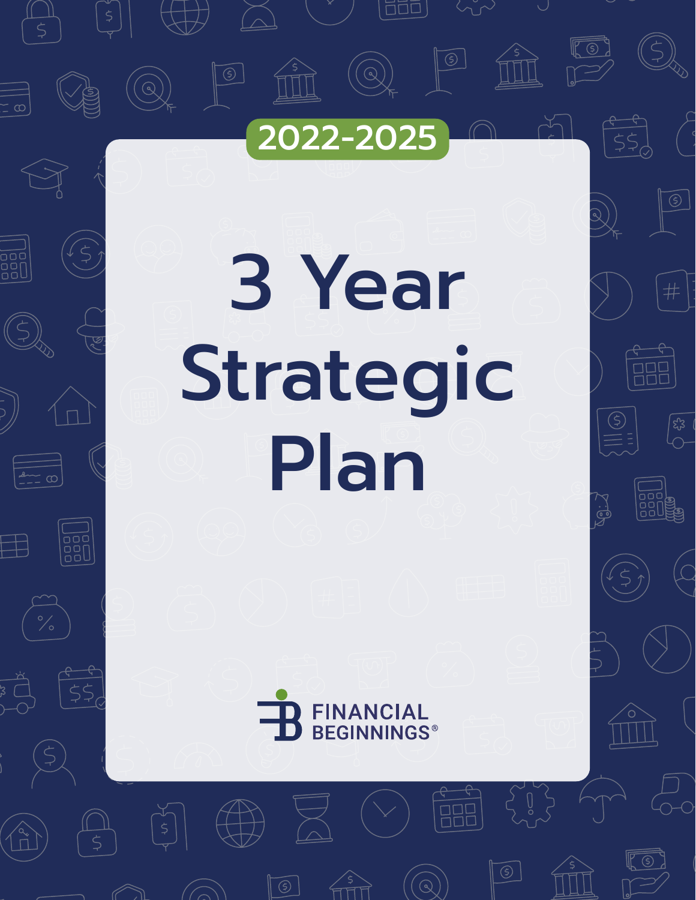2022-2025

# 3 Year Strategic Plan

FINANCIAL BEGINNINGS®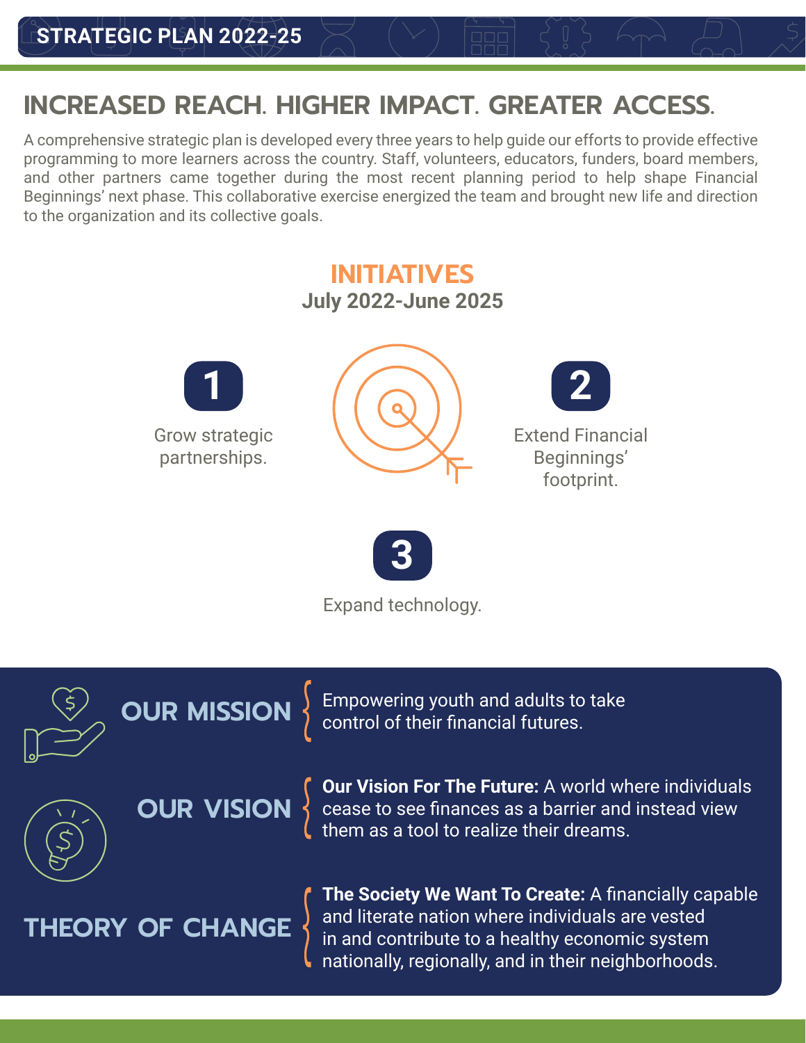# STRATEGIC PLAN 2022-25

## INCREASED REACH. HIGHER IMPACT. GREATER ACCESS.

A comprehensive strategic plan is developed every three years to help guide our efforts to provide effective programming to more learners across the country. Staff, volunteers, educators, funders, board members, and other partners came together during the most recent planning period to help shape Financial Beginnings' next phase. This collaborative exercise energized the team and brought new life and direction to the organization and its collective goals.

## INITIATIVES

**July 2022-June 2025**

**1** Grow strategic partnerships.

**2** Extend Financial Beginnings' footprint.

**3** Expand technology.

## OUR MISSION

Empowering youth and adults to take control of their financial futures.

## OUR VISION

**Our Vision For The Future:** A world where individuals cease to see finances as a barrier and instead view them as a tool to realize their dreams.

## THEORY OF CHANGE

**The Society We Want To Create:** A financially capable and literate nation where individuals are vested in and contribute to a healthy economic system nationally, regionally, and in their neighborhoods.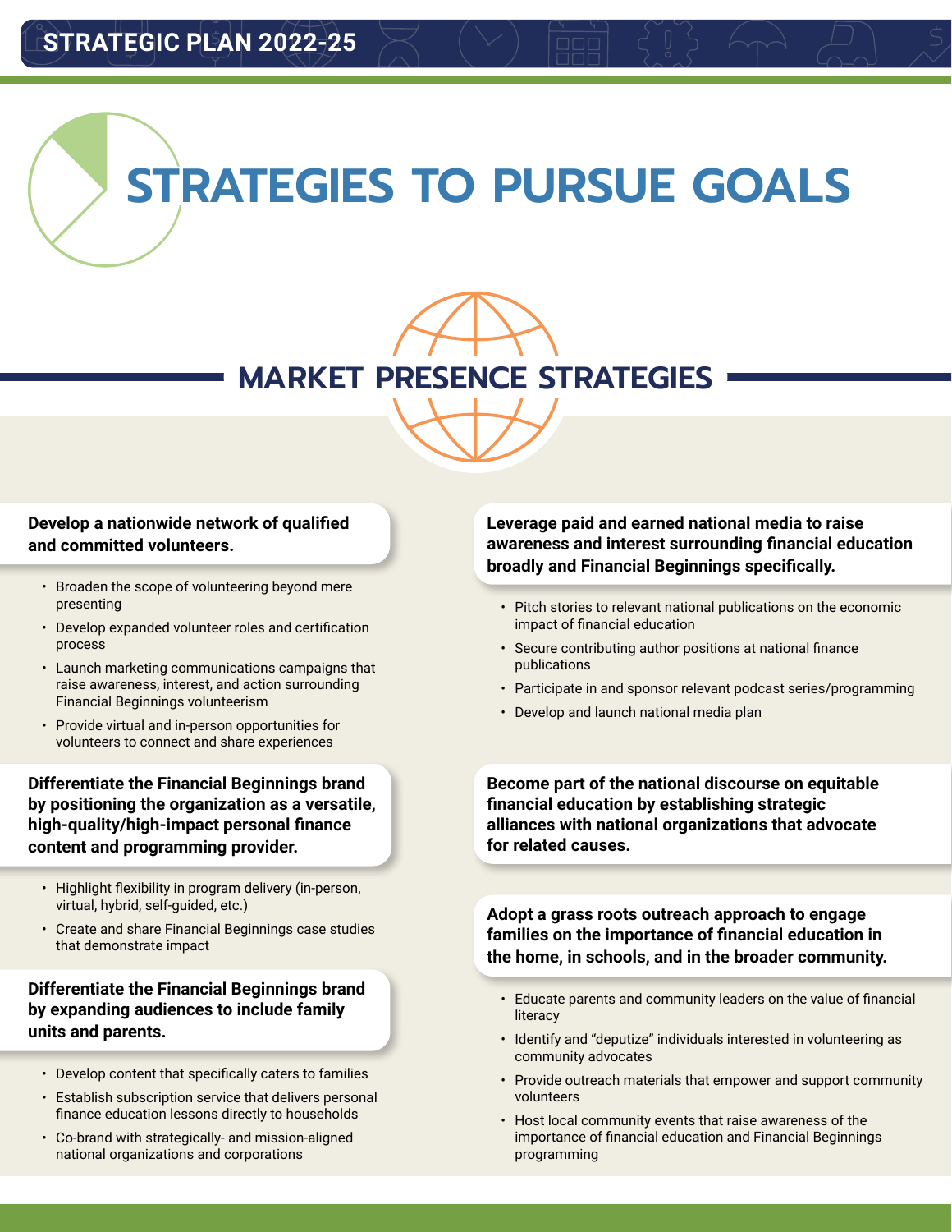# STRATEGIES TO PURSUE GOALS

## MARKET PRESENCE STRATEGIES

**Develop a nationwide network of qualified and committed volunteers.**

- Broaden the scope of volunteering beyond mere presenting
- Develop expanded volunteer roles and certification process
- Launch marketing communications campaigns that raise awareness, interest, and action surrounding Financial Beginnings volunteerism
- Provide virtual and in-person opportunities for volunteers to connect and share experiences

**Differentiate the Financial Beginnings brand by positioning the organization as a versatile, high-quality/high-impact personal finance content and programming provider.**

- Highlight flexibility in program delivery (in-person, virtual, hybrid, self-guided, etc.)
- Create and share Financial Beginnings case studies that demonstrate impact

**Differentiate the Financial Beginnings brand by expanding audiences to include family units and parents.**

- Develop content that specifically caters to families
- Establish subscription service that delivers personal finance education lessons directly to households
- Co-brand with strategically- and mission-aligned national organizations and corporations

**Leverage paid and earned national media to raise awareness and interest surrounding financial education broadly and Financial Beginnings specifically.**

- Pitch stories to relevant national publications on the economic impact of financial education
- Secure contributing author positions at national finance publications
- Participate in and sponsor relevant podcast series/programming
- Develop and launch national media plan

**Become part of the national discourse on equitable financial education by establishing strategic alliances with national organizations that advocate for related causes.**

**Adopt a grass roots outreach approach to engage families on the importance of financial education in the home, in schools, and in the broader community.**

- Educate parents and community leaders on the value of financial literacy
- Identify and "deputize" individuals interested in volunteering as community advocates
- Provide outreach materials that empower and support community volunteers
- Host local community events that raise awareness of the importance of financial education and Financial Beginnings programming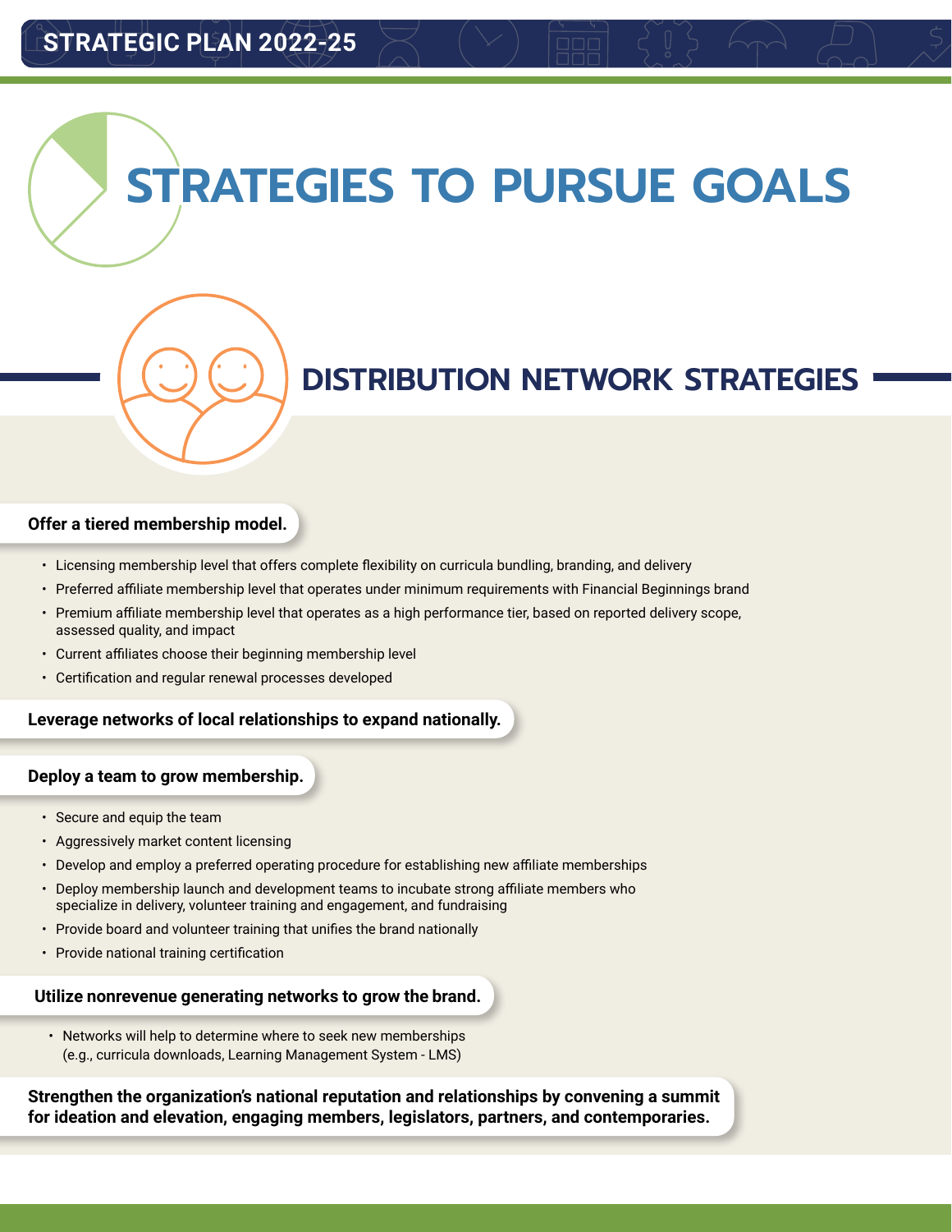# STRATEGIES TO PURSUE GOALS

## DISTRIBUTION NETWORK STRATEGIES

**Offer a tiered membership model.**

- Licensing membership level that offers complete flexibility on curricula bundling, branding, and delivery
- Preferred affiliate membership level that operates under minimum requirements with Financial Beginnings brand
- Premium affiliate membership level that operates as a high performance tier, based on reported delivery scope, assessed quality, and impact
- Current affiliates choose their beginning membership level
- Certification and regular renewal processes developed

**Leverage networks of local relationships to expand nationally.**

**Deploy a team to grow membership.**

- Secure and equip the team
- Aggressively market content licensing
- Develop and employ a preferred operating procedure for establishing new affiliate memberships
- Deploy membership launch and development teams to incubate strong affiliate members who specialize in delivery, volunteer training and engagement, and fundraising
- Provide board and volunteer training that unifies the brand nationally
- Provide national training certification

**Utilize nonrevenue generating networks to grow the brand.**

- Networks will help to determine where to seek new memberships (e.g., curricula downloads, Learning Management System - LMS)

**Strengthen the organization's national reputation and relationships by convening a summit for ideation and elevation, engaging members, legislators, partners, and contemporaries.**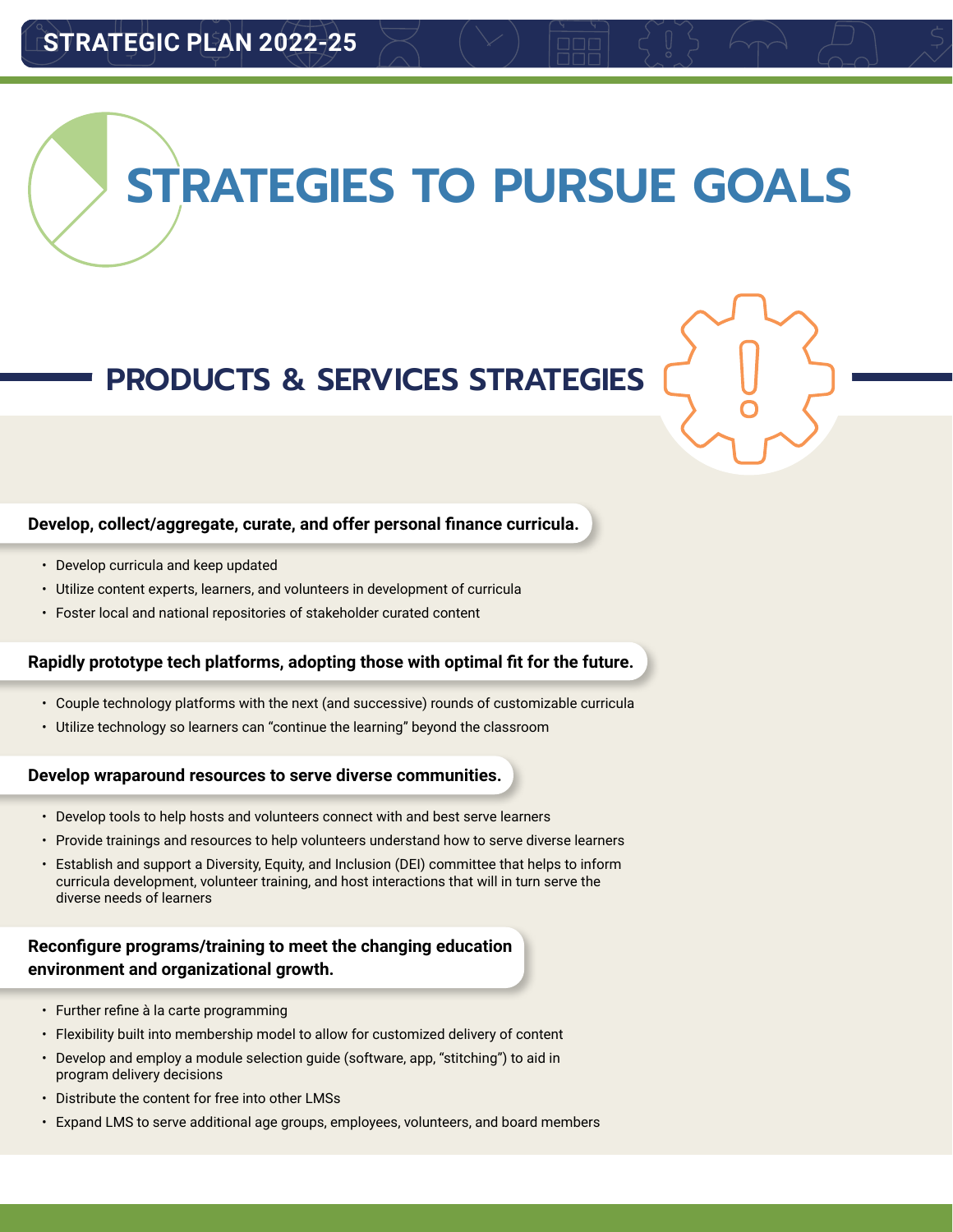# STRATEGIES TO PURSUE GOALS

## PRODUCTS & SERVICES STRATEGIES

**Develop, collect/aggregate, curate, and offer personal finance curricula.**

- Develop curricula and keep updated
- Utilize content experts, learners, and volunteers in development of curricula
- Foster local and national repositories of stakeholder curated content

**Rapidly prototype tech platforms, adopting those with optimal fit for the future.**

- Couple technology platforms with the next (and successive) rounds of customizable curricula
- Utilize technology so learners can "continue the learning" beyond the classroom

**Develop wraparound resources to serve diverse communities.**

- Develop tools to help hosts and volunteers connect with and best serve learners
- Provide trainings and resources to help volunteers understand how to serve diverse learners
- Establish and support a Diversity, Equity, and Inclusion (DEI) committee that helps to inform curricula development, volunteer training, and host interactions that will in turn serve the diverse needs of learners

**Reconfigure programs/training to meet the changing education environment and organizational growth.**

- Further refine à la carte programming
- Flexibility built into membership model to allow for customized delivery of content
- Develop and employ a module selection guide (software, app, "stitching") to aid in program delivery decisions
- Distribute the content for free into other LMSs
- Expand LMS to serve additional age groups, employees, volunteers, and board members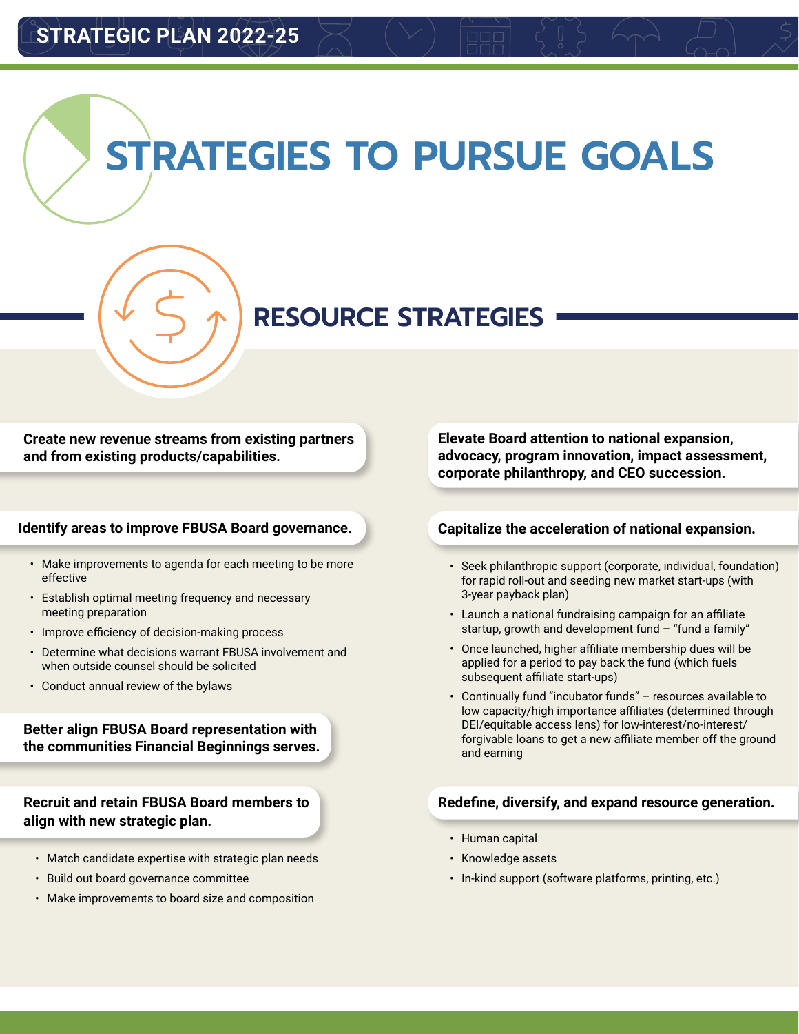# STRATEGIES TO PURSUE GOALS

## RESOURCE STRATEGIES

**Create new revenue streams from existing partners and from existing products/capabilities.**

**Identify areas to improve FBUSA Board governance.**

- Make improvements to agenda for each meeting to be more effective
- Establish optimal meeting frequency and necessary meeting preparation
- Improve efficiency of decision-making process
- Determine what decisions warrant FBUSA involvement and when outside counsel should be solicited
- Conduct annual review of the bylaws

**Better align FBUSA Board representation with the communities Financial Beginnings serves.**

**Recruit and retain FBUSA Board members to align with new strategic plan.**

- Match candidate expertise with strategic plan needs
- Build out board governance committee
- Make improvements to board size and composition

**Elevate Board attention to national expansion, advocacy, program innovation, impact assessment, corporate philanthropy, and CEO succession.**

**Capitalize the acceleration of national expansion.**

- Seek philanthropic support (corporate, individual, foundation) for rapid roll-out and seeding new market start-ups (with 3-year payback plan)
- Launch a national fundraising campaign for an affiliate startup, growth and development fund – "fund a family"
- Once launched, higher affiliate membership dues will be applied for a period to pay back the fund (which fuels subsequent affiliate start-ups)
- Continually fund "incubator funds" – resources available to low capacity/high importance affiliates (determined through DEI/equitable access lens) for low-interest/no-interest/forgivable loans to get a new affiliate member off the ground and earning

**Redefine, diversify, and expand resource generation.**

- Human capital
- Knowledge assets
- In-kind support (software platforms, printing, etc.)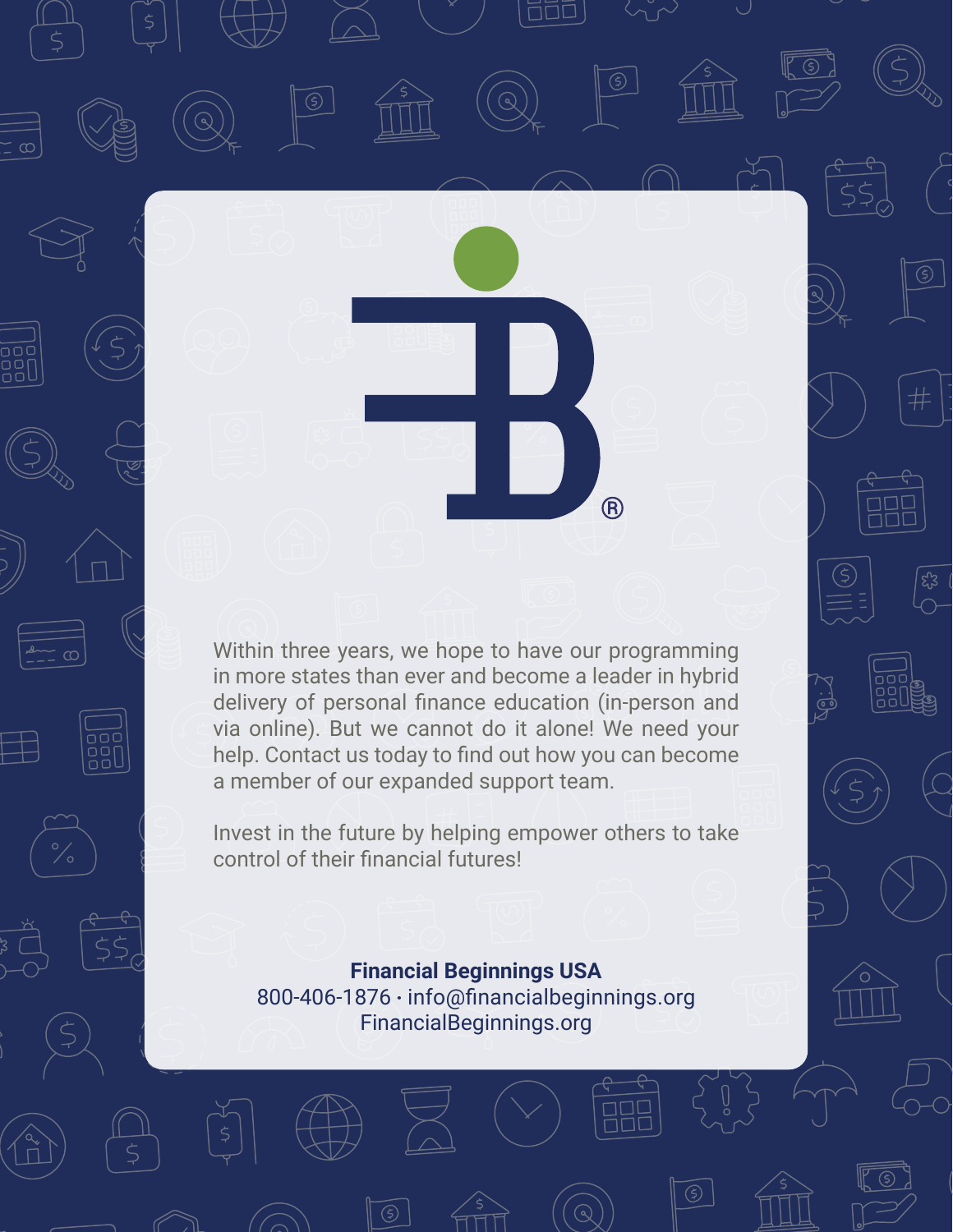Within three years, we hope to have our programming in more states than ever and become a leader in hybrid delivery of personal finance education (in-person and via online). But we cannot do it alone! We need your help. Contact us today to find out how you can become a member of our expanded support team.

Invest in the future by helping empower others to take control of their financial futures!

**Financial Beginnings USA**
800-406-1876 · info@financialbeginnings.org
FinancialBeginnings.org